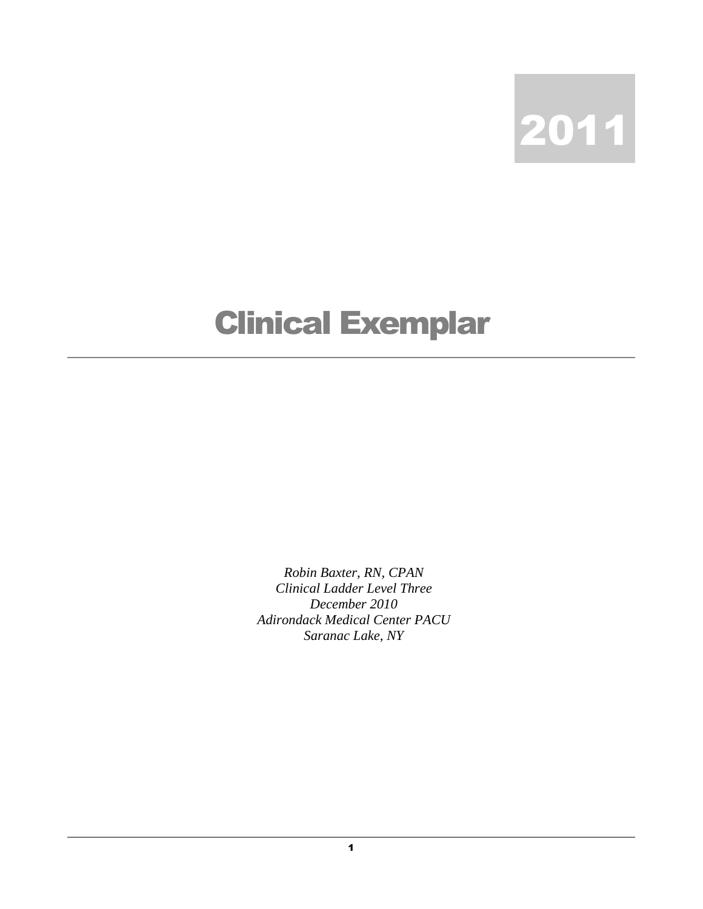2011

# Clinical Exemplar

*Robin Baxter, RN, CPAN*
*Clinical Ladder Level Three*
*December 2010*
*Adirondack Medical Center PACU*
*Saranac Lake, NY*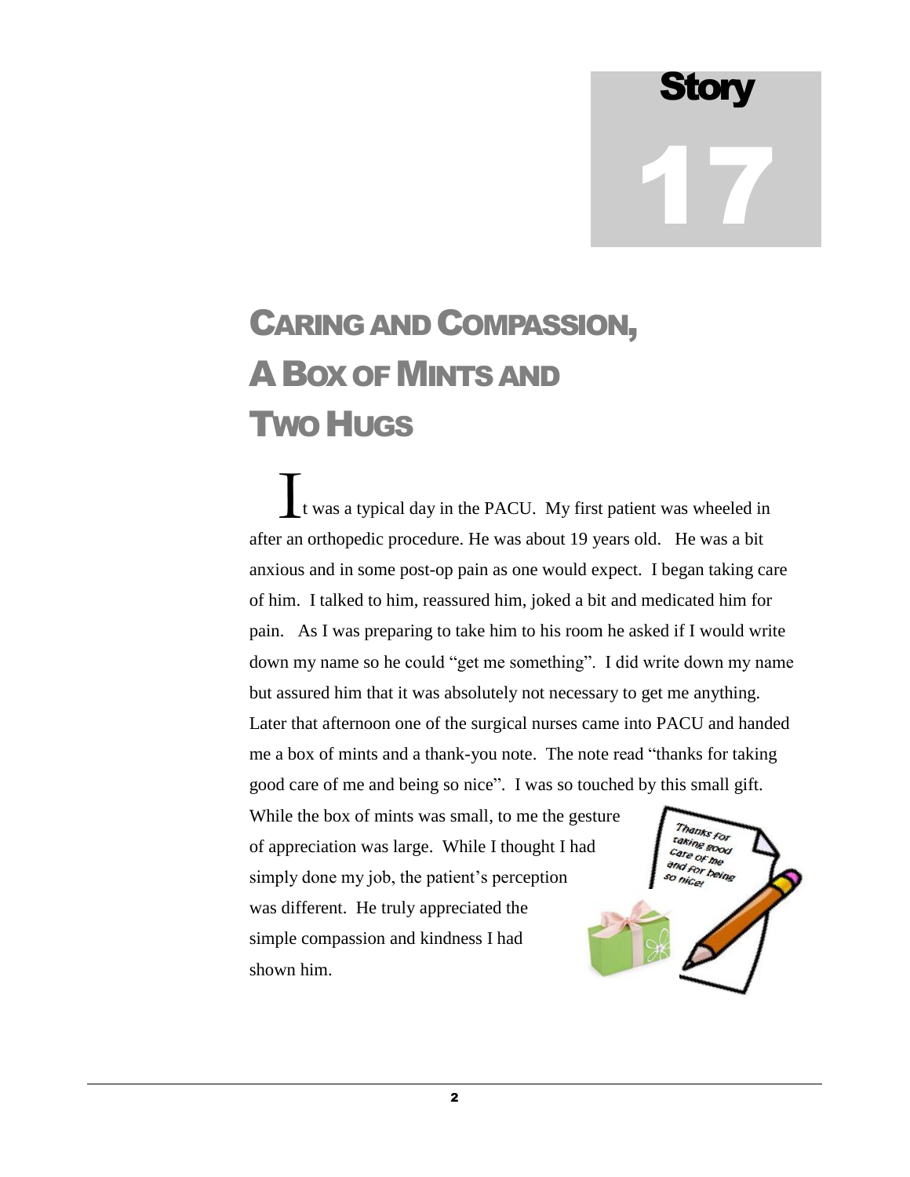Story 17

# Caring and Compassion, A Box of Mints and Two Hugs

It was a typical day in the PACU. My first patient was wheeled in after an orthopedic procedure. He was about 19 years old. He was a bit anxious and in some post-op pain as one would expect. I began taking care of him. I talked to him, reassured him, joked a bit and medicated him for pain. As I was preparing to take him to his room he asked if I would write down my name so he could "get me something". I did write down my name but assured him that it was absolutely not necessary to get me anything. Later that afternoon one of the surgical nurses came into PACU and handed me a box of mints and a thank-you note. The note read "thanks for taking good care of me and being so nice". I was so touched by this small gift. While the box of mints was small, to me the gesture of appreciation was large. While I thought I had simply done my job, the patient's perception was different. He truly appreciated the simple compassion and kindness I had shown him.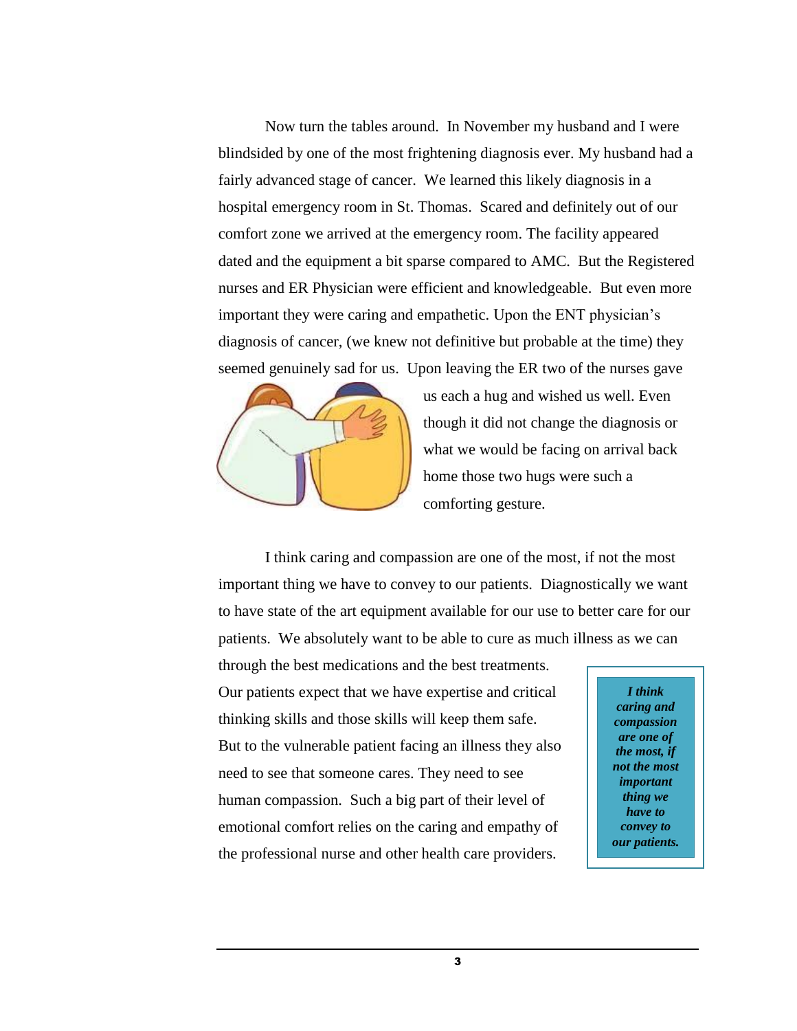Now turn the tables around. In November my husband and I were blindsided by one of the most frightening diagnosis ever. My husband had a fairly advanced stage of cancer. We learned this likely diagnosis in a hospital emergency room in St. Thomas. Scared and definitely out of our comfort zone we arrived at the emergency room. The facility appeared dated and the equipment a bit sparse compared to AMC. But the Registered nurses and ER Physician were efficient and knowledgeable. But even more important they were caring and empathetic. Upon the ENT physician's diagnosis of cancer, (we knew not definitive but probable at the time) they seemed genuinely sad for us. Upon leaving the ER two of the nurses gave us each a hug and wished us well. Even though it did not change the diagnosis or what we would be facing on arrival back home those two hugs were such a comforting gesture.

I think caring and compassion are one of the most, if not the most important thing we have to convey to our patients. Diagnostically we want to have state of the art equipment available for our use to better care for our patients. We absolutely want to be able to cure as much illness as we can through the best medications and the best treatments. Our patients expect that we have expertise and critical thinking skills and those skills will keep them safe. But to the vulnerable patient facing an illness they also need to see that someone cares. They need to see human compassion. Such a big part of their level of emotional comfort relies on the caring and empathy of the professional nurse and other health care providers.

> ***I think caring and compassion are one of the most, if not the most important thing we have to convey to our patients.***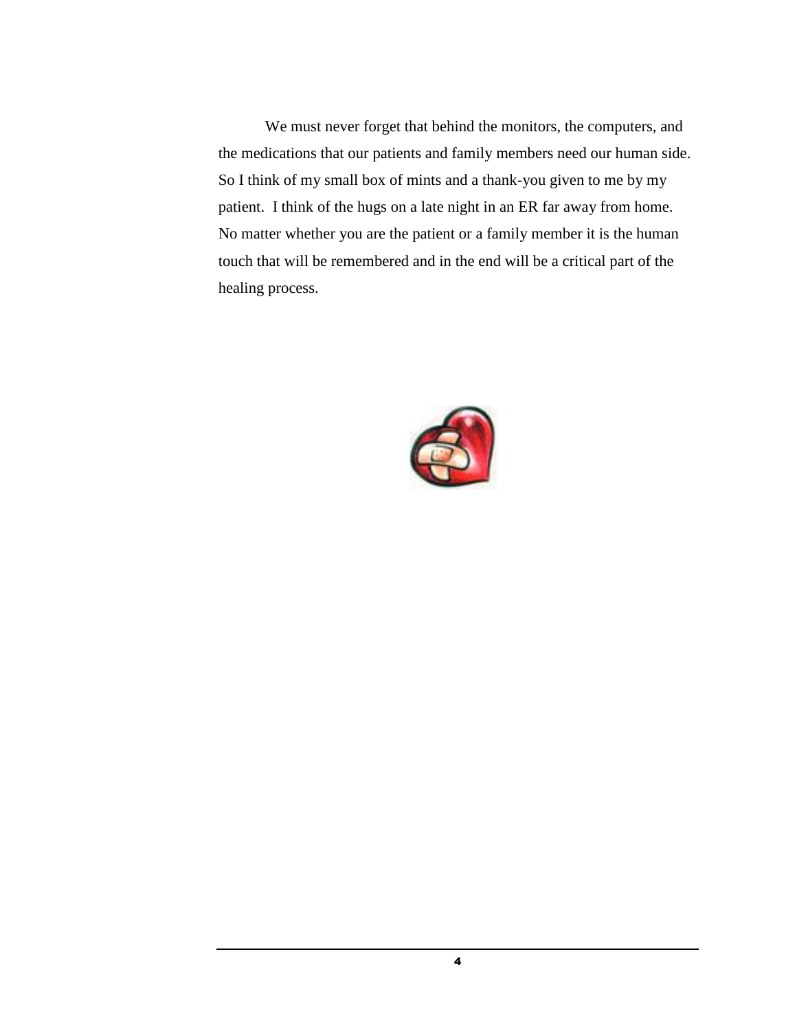We must never forget that behind the monitors, the computers, and the medications that our patients and family members need our human side. So I think of my small box of mints and a thank-you given to me by my patient. I think of the hugs on a late night in an ER far away from home. No matter whether you are the patient or a family member it is the human touch that will be remembered and in the end will be a critical part of the healing process.